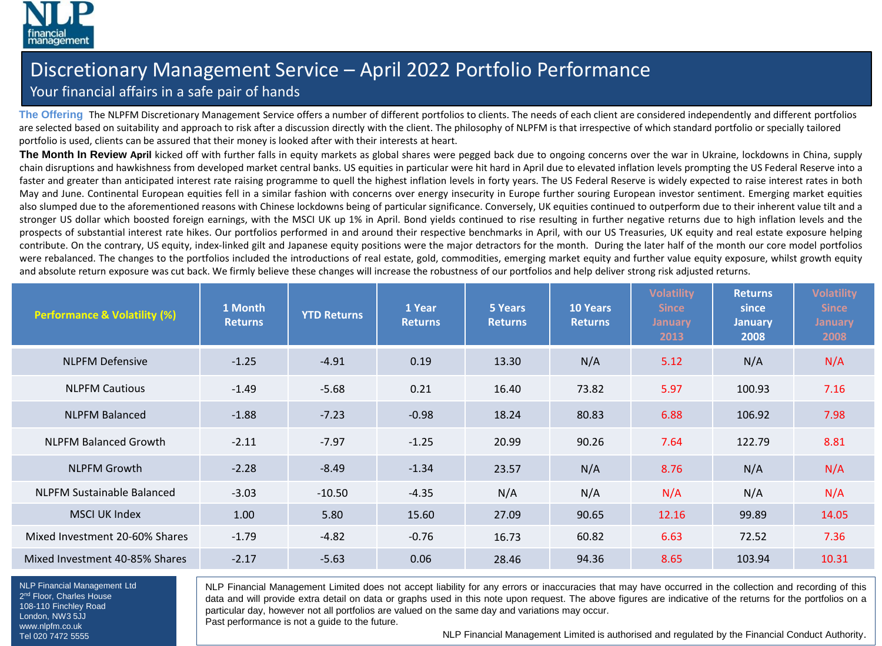NLP financial management

# Discretionary Management Service – April 2022 Portfolio Performance

Your financial affairs in a safe pair of hands

**The Offering** The NLPFM Discretionary Management Service offers a number of different portfolios to clients. The needs of each client are considered independently and different portfolios are selected based on suitability and approach to risk after a discussion directly with the client. The philosophy of NLPFM is that irrespective of which standard portfolio or specially tailored portfolio is used, clients can be assured that their money is looked after with their interests at heart.

**The Month In Review April** kicked off with further falls in equity markets as global shares were pegged back due to ongoing concerns over the war in Ukraine, lockdowns in China, supply chain disruptions and hawkishness from developed market central banks. US equities in particular were hit hard in April due to elevated inflation levels prompting the US Federal Reserve into a faster and greater than anticipated interest rate raising programme to quell the highest inflation levels in forty years. The US Federal Reserve is widely expected to raise interest rates in both May and June. Continental European equities fell in a similar fashion with concerns over energy insecurity in Europe further souring European investor sentiment. Emerging market equities also slumped due to the aforementioned reasons with Chinese lockdowns being of particular significance. Conversely, UK equities continued to outperform due to their inherent value tilt and a stronger US dollar which boosted foreign earnings, with the MSCI UK up 1% in April. Bond yields continued to rise resulting in further negative returns due to high inflation levels and the prospects of substantial interest rate hikes. Our portfolios performed in and around their respective benchmarks in April, with our US Treasuries, UK equity and real estate exposure helping contribute. On the contrary, US equity, index-linked gilt and Japanese equity positions were the major detractors for the month. During the later half of the month our core model portfolios were rebalanced. The changes to the portfolios included the introductions of real estate, gold, commodities, emerging market equity and further value equity exposure, whilst growth equity and absolute return exposure was cut back. We firmly believe these changes will increase the robustness of our portfolios and help deliver strong risk adjusted returns.

| Performance & Volatility (%) | 1 Month Returns | YTD Returns | 1 Year Returns | 5 Years Returns | 10 Years Returns | Volatility Since January 2013 | Returns since January 2008 | Volatility Since January 2008 |
|---|---|---|---|---|---|---|---|---|
| NLPFM Defensive | -1.25 | -4.91 | 0.19 | 13.30 | N/A | 5.12 | N/A | N/A |
| NLPFM Cautious | -1.49 | -5.68 | 0.21 | 16.40 | 73.82 | 5.97 | 100.93 | 7.16 |
| NLPFM Balanced | -1.88 | -7.23 | -0.98 | 18.24 | 80.83 | 6.88 | 106.92 | 7.98 |
| NLPFM Balanced Growth | -2.11 | -7.97 | -1.25 | 20.99 | 90.26 | 7.64 | 122.79 | 8.81 |
| NLPFM Growth | -2.28 | -8.49 | -1.34 | 23.57 | N/A | 8.76 | N/A | N/A |
| NLPFM Sustainable Balanced | -3.03 | -10.50 | -4.35 | N/A | N/A | N/A | N/A | N/A |
| MSCI UK Index | 1.00 | 5.80 | 15.60 | 27.09 | 90.65 | 12.16 | 99.89 | 14.05 |
| Mixed Investment 20-60% Shares | -1.79 | -4.82 | -0.76 | 16.73 | 60.82 | 6.63 | 72.52 | 7.36 |
| Mixed Investment 40-85% Shares | -2.17 | -5.63 | 0.06 | 28.46 | 94.36 | 8.65 | 103.94 | 10.31 |

NLP Financial Management Ltd
2nd Floor, Charles House
108-110 Finchley Road
London, NW3 5JJ
www.nlpfm.co.uk
Tel 020 7472 5555

NLP Financial Management Limited does not accept liability for any errors or inaccuracies that may have occurred in the collection and recording of this data and will provide extra detail on data or graphs used in this note upon request. The above figures are indicative of the returns for the portfolios on a particular day, however not all portfolios are valued on the same day and variations may occur.
Past performance is not a guide to the future.

NLP Financial Management Limited is authorised and regulated by the Financial Conduct Authority.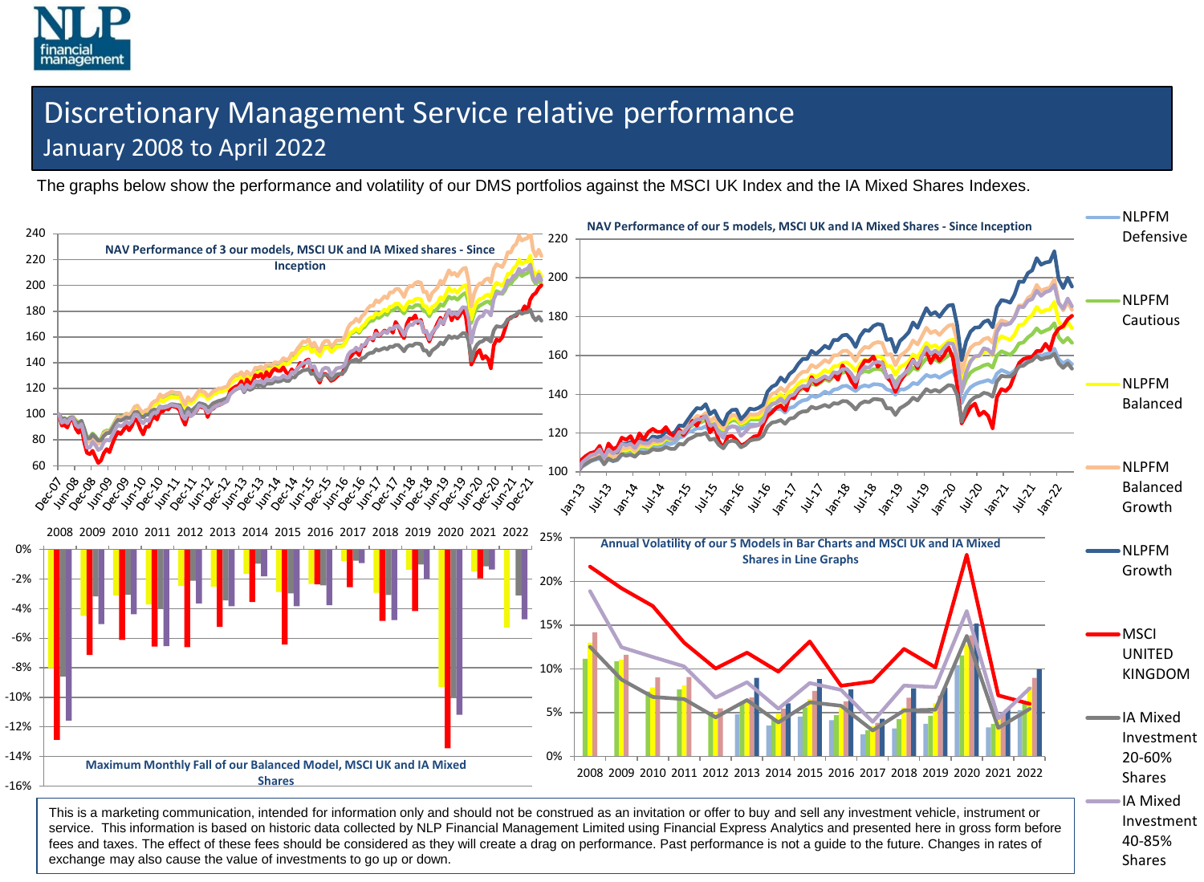# Discretionary Management Service relative performance

## January 2008 to April 2022

The graphs below show the performance and volatility of our DMS portfolios against the MSCI UK Index and the IA Mixed Shares Indexes.

**NAV Performance of 3 our models, MSCI UK and IA Mixed shares - Since Inception**

240
220
200
180
160
140
120
100
80
60

Dec-07, Jun-08, Dec-08, Jun-09, Dec-09, Jun-10, Dec-10, Jun-11, Dec-11, Jun-12, Dec-12, Jun-13, Dec-13, Jun-14, Dec-14, Jun-15, Dec-15, Jun-16, Dec-16, Jun-17, Dec-17, Jun-18, Dec-18, Jun-19, Dec-19, Jun-20, Dec-20, Jun-21, Dec-21

**NAV Performance of our 5 models, MSCI UK and IA Mixed Shares - Since Inception**

220
200
180
160
140
120
100

Jan-13, Jul-13, Jan-14, Jul-14, Jan-15, Jul-15, Jan-16, Jul-16, Jan-17, Jul-17, Jan-18, Jul-18, Jan-19, Jul-19, Jan-20, Jul-20, Jan-21, Jul-21, Jan-22

**Maximum Monthly Fall of our Balanced Model, MSCI UK and IA Mixed Shares**

2008 2009 2010 2011 2012 2013 2014 2015 2016 2017 2018 2019 2020 2021 2022

0%
-2%
-4%
-6%
-8%
-10%
-12%
-14%
-16%

**Annual Volatility of our 5 Models in Bar Charts and MSCI UK and IA Mixed Shares in Line Graphs**

25%
20%
15%
10%
5%
0%

2008 2009 2010 2011 2012 2013 2014 2015 2016 2017 2018 2019 2020 2021 2022

- NLPFM Defensive
- NLPFM Cautious
- NLPFM Balanced
- NLPFM Balanced Growth
- NLPFM Growth
- MSCI UNITED KINGDOM
- IA Mixed Investment 20-60% Shares
- IA Mixed Investment 40-85% Shares

This is a marketing communication, intended for information only and should not be construed as an invitation or offer to buy and sell any investment vehicle, instrument or service. This information is based on historic data collected by NLP Financial Management Limited using Financial Express Analytics and presented here in gross form before fees and taxes. The effect of these fees should be considered as they will create a drag on performance. Past performance is not a guide to the future. Changes in rates of exchange may also cause the value of investments to go up or down.